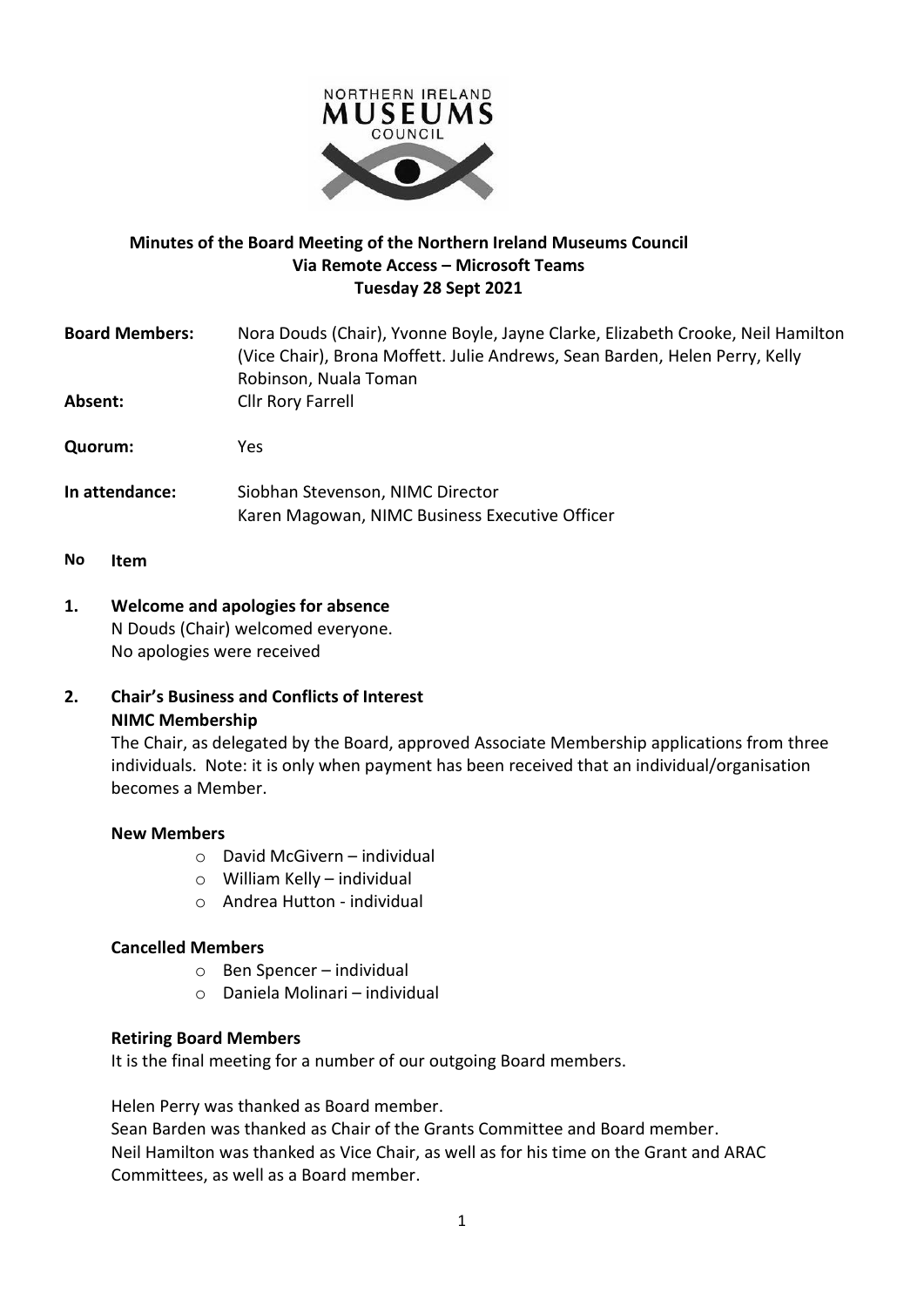**Minutes of the Board Meeting of the Northern Ireland Museums Council**
**Via Remote Access – Microsoft Teams**
**Tuesday 28 Sept 2021**

**Board Members:** Nora Douds (Chair), Yvonne Boyle, Jayne Clarke, Elizabeth Crooke, Neil Hamilton (Vice Chair), Brona Moffett. Julie Andrews, Sean Barden, Helen Perry, Kelly Robinson, Nuala Toman

**Absent:** Cllr Rory Farrell

**Quorum:** Yes

**In attendance:** Siobhan Stevenson, NIMC Director
Karen Magowan, NIMC Business Executive Officer

**No Item**

## 1. Welcome and apologies for absence

N Douds (Chair) welcomed everyone.
No apologies were received

## 2. Chair's Business and Conflicts of Interest

**NIMC Membership**

The Chair, as delegated by the Board, approved Associate Membership applications from three individuals. Note: it is only when payment has been received that an individual/organisation becomes a Member.

**New Members**

- David McGivern – individual
- William Kelly – individual
- Andrea Hutton - individual

**Cancelled Members**

- Ben Spencer – individual
- Daniela Molinari – individual

**Retiring Board Members**

It is the final meeting for a number of our outgoing Board members.

Helen Perry was thanked as Board member.
Sean Barden was thanked as Chair of the Grants Committee and Board member.
Neil Hamilton was thanked as Vice Chair, as well as for his time on the Grant and ARAC Committees, as well as a Board member.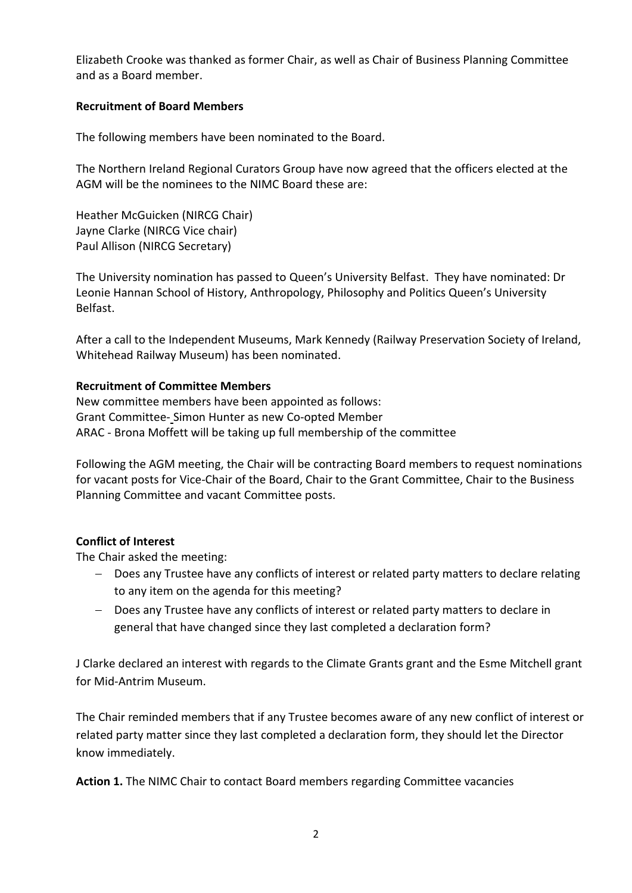Elizabeth Crooke was thanked as former Chair, as well as Chair of Business Planning Committee and as a Board member.

**Recruitment of Board Members**

The following members have been nominated to the Board.

The Northern Ireland Regional Curators Group have now agreed that the officers elected at the AGM will be the nominees to the NIMC Board these are:

Heather McGuicken (NIRCG Chair)
Jayne Clarke (NIRCG Vice chair)
Paul Allison (NIRCG Secretary)

The University nomination has passed to Queen's University Belfast. They have nominated: Dr Leonie Hannan School of History, Anthropology, Philosophy and Politics Queen's University Belfast.

After a call to the Independent Museums, Mark Kennedy (Railway Preservation Society of Ireland, Whitehead Railway Museum) has been nominated.

**Recruitment of Committee Members**

New committee members have been appointed as follows:
Grant Committee- Simon Hunter as new Co-opted Member
ARAC - Brona Moffett will be taking up full membership of the committee

Following the AGM meeting, the Chair will be contracting Board members to request nominations for vacant posts for Vice-Chair of the Board, Chair to the Grant Committee, Chair to the Business Planning Committee and vacant Committee posts.

**Conflict of Interest**

The Chair asked the meeting:

- Does any Trustee have any conflicts of interest or related party matters to declare relating to any item on the agenda for this meeting?
- Does any Trustee have any conflicts of interest or related party matters to declare in general that have changed since they last completed a declaration form?

J Clarke declared an interest with regards to the Climate Grants grant and the Esme Mitchell grant for Mid-Antrim Museum.

The Chair reminded members that if any Trustee becomes aware of any new conflict of interest or related party matter since they last completed a declaration form, they should let the Director know immediately.

**Action 1.** The NIMC Chair to contact Board members regarding Committee vacancies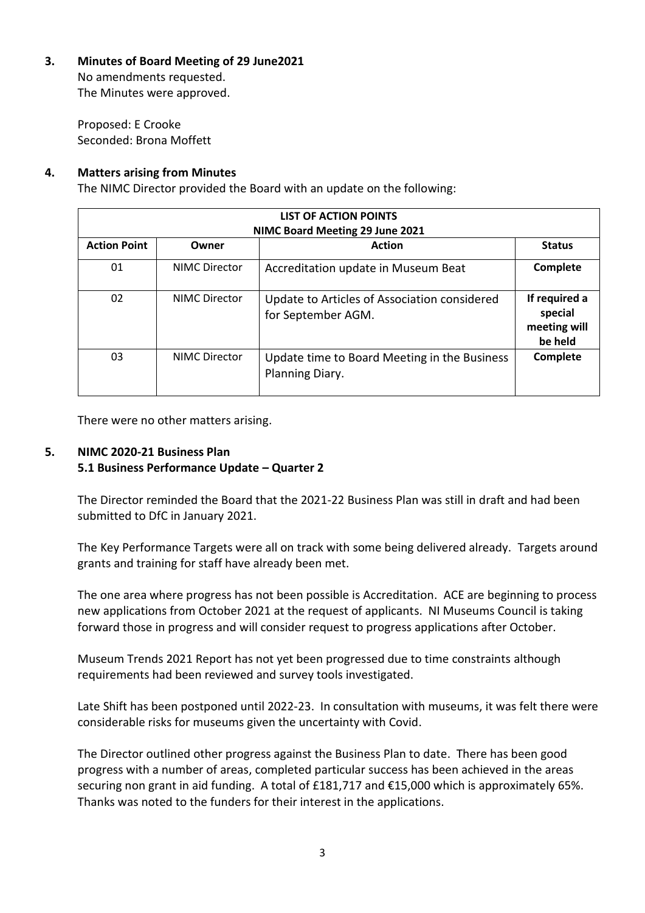## 3. Minutes of Board Meeting of 29 June2021

No amendments requested.
The Minutes were approved.

Proposed: E Crooke
Seconded: Brona Moffett

## 4. Matters arising from Minutes

The NIMC Director provided the Board with an update on the following:

| LIST OF ACTION POINTS<br>NIMC Board Meeting 29 June 2021 | | | |
|---|---|---|---|
| **Action Point** | **Owner** | **Action** | **Status** |
| 01 | NIMC Director | Accreditation update in Museum Beat | **Complete** |
| 02 | NIMC Director | Update to Articles of Association considered for September AGM. | **If required a special meeting will be held** |
| 03 | NIMC Director | Update time to Board Meeting in the Business Planning Diary. | **Complete** |

There were no other matters arising.

## 5. NIMC 2020-21 Business Plan

### 5.1 Business Performance Update – Quarter 2

The Director reminded the Board that the 2021-22 Business Plan was still in draft and had been submitted to DfC in January 2021.

The Key Performance Targets were all on track with some being delivered already. Targets around grants and training for staff have already been met.

The one area where progress has not been possible is Accreditation. ACE are beginning to process new applications from October 2021 at the request of applicants. NI Museums Council is taking forward those in progress and will consider request to progress applications after October.

Museum Trends 2021 Report has not yet been progressed due to time constraints although requirements had been reviewed and survey tools investigated.

Late Shift has been postponed until 2022-23. In consultation with museums, it was felt there were considerable risks for museums given the uncertainty with Covid.

The Director outlined other progress against the Business Plan to date. There has been good progress with a number of areas, completed particular success has been achieved in the areas securing non grant in aid funding. A total of £181,717 and €15,000 which is approximately 65%. Thanks was noted to the funders for their interest in the applications.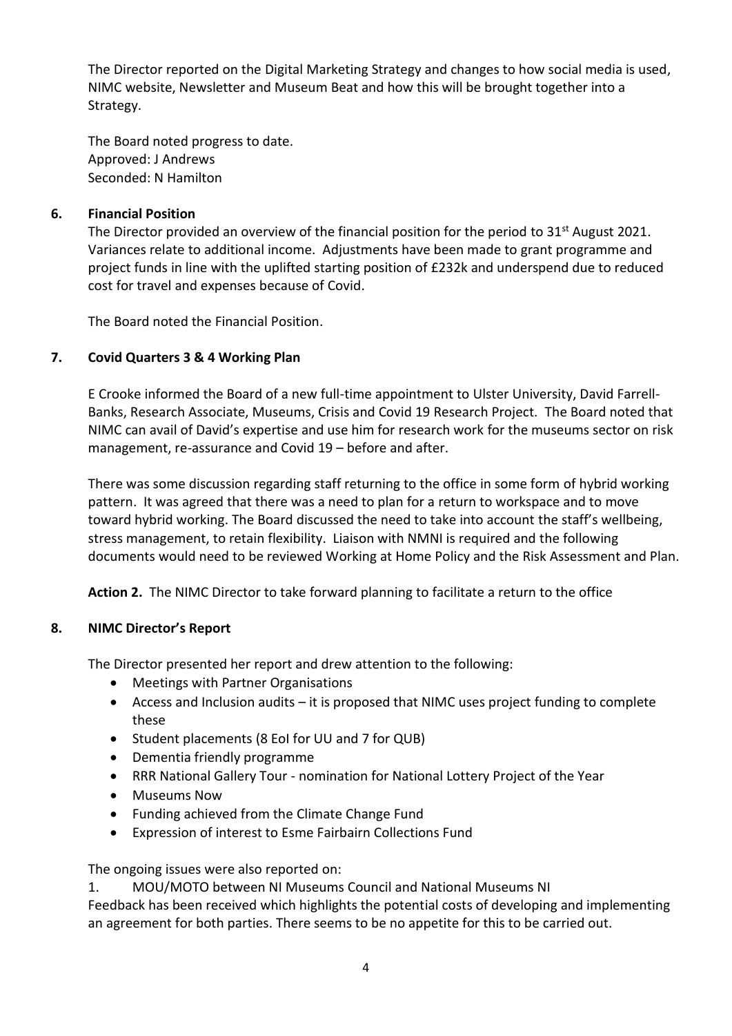The Director reported on the Digital Marketing Strategy and changes to how social media is used, NIMC website, Newsletter and Museum Beat and how this will be brought together into a Strategy.

The Board noted progress to date.
Approved: J Andrews
Seconded: N Hamilton

## 6. Financial Position

The Director provided an overview of the financial position for the period to 31st August 2021. Variances relate to additional income. Adjustments have been made to grant programme and project funds in line with the uplifted starting position of £232k and underspend due to reduced cost for travel and expenses because of Covid.

The Board noted the Financial Position.

## 7. Covid Quarters 3 & 4 Working Plan

E Crooke informed the Board of a new full-time appointment to Ulster University, David Farrell-Banks, Research Associate, Museums, Crisis and Covid 19 Research Project. The Board noted that NIMC can avail of David's expertise and use him for research work for the museums sector on risk management, re-assurance and Covid 19 – before and after.

There was some discussion regarding staff returning to the office in some form of hybrid working pattern. It was agreed that there was a need to plan for a return to workspace and to move toward hybrid working. The Board discussed the need to take into account the staff's wellbeing, stress management, to retain flexibility. Liaison with NMNI is required and the following documents would need to be reviewed Working at Home Policy and the Risk Assessment and Plan.

**Action 2.** The NIMC Director to take forward planning to facilitate a return to the office

## 8. NIMC Director's Report

The Director presented her report and drew attention to the following:

- Meetings with Partner Organisations
- Access and Inclusion audits – it is proposed that NIMC uses project funding to complete these
- Student placements (8 EoI for UU and 7 for QUB)
- Dementia friendly programme
- RRR National Gallery Tour - nomination for National Lottery Project of the Year
- Museums Now
- Funding achieved from the Climate Change Fund
- Expression of interest to Esme Fairbairn Collections Fund

The ongoing issues were also reported on:

1. MOU/MOTO between NI Museums Council and National Museums NI

Feedback has been received which highlights the potential costs of developing and implementing an agreement for both parties. There seems to be no appetite for this to be carried out.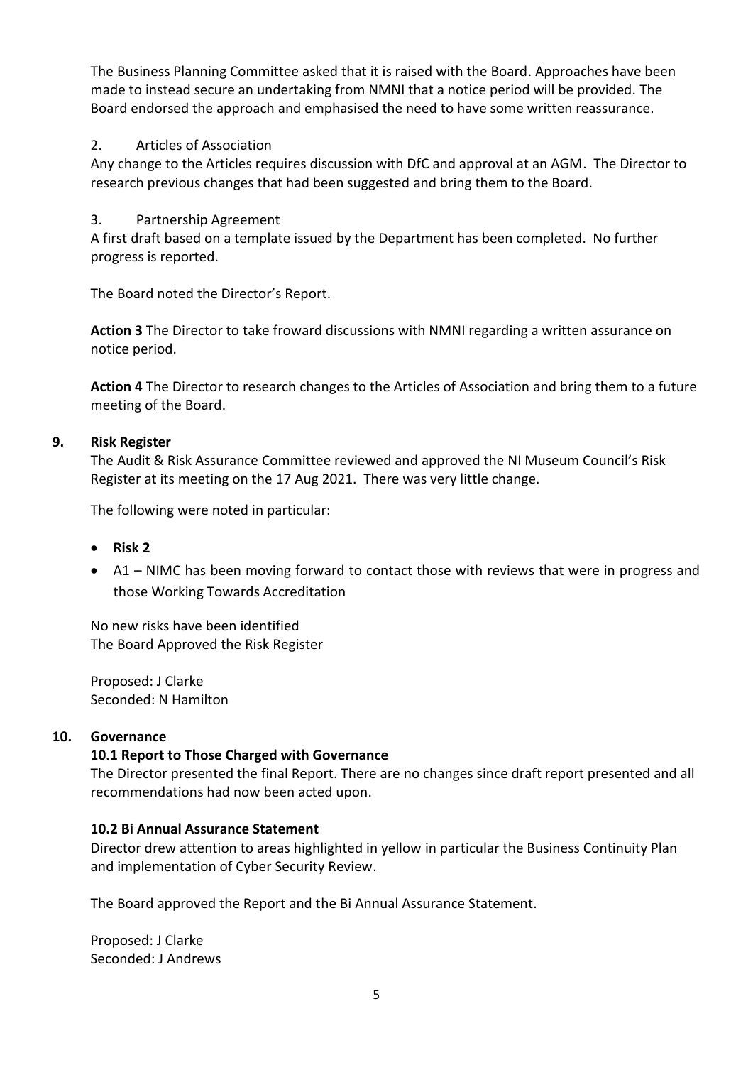The Business Planning Committee asked that it is raised with the Board. Approaches have been made to instead secure an undertaking from NMNI that a notice period will be provided. The Board endorsed the approach and emphasised the need to have some written reassurance.

2. Articles of Association

Any change to the Articles requires discussion with DfC and approval at an AGM. The Director to research previous changes that had been suggested and bring them to the Board.

3. Partnership Agreement

A first draft based on a template issued by the Department has been completed. No further progress is reported.

The Board noted the Director's Report.

**Action 3** The Director to take froward discussions with NMNI regarding a written assurance on notice period.

**Action 4** The Director to research changes to the Articles of Association and bring them to a future meeting of the Board.

## 9. Risk Register

The Audit & Risk Assurance Committee reviewed and approved the NI Museum Council's Risk Register at its meeting on the 17 Aug 2021. There was very little change.

The following were noted in particular:

- **Risk 2**
- A1 – NIMC has been moving forward to contact those with reviews that were in progress and those Working Towards Accreditation

No new risks have been identified
The Board Approved the Risk Register

Proposed: J Clarke
Seconded: N Hamilton

## 10. Governance

### 10.1 Report to Those Charged with Governance

The Director presented the final Report. There are no changes since draft report presented and all recommendations had now been acted upon.

### 10.2 Bi Annual Assurance Statement

Director drew attention to areas highlighted in yellow in particular the Business Continuity Plan and implementation of Cyber Security Review.

The Board approved the Report and the Bi Annual Assurance Statement.

Proposed: J Clarke
Seconded: J Andrews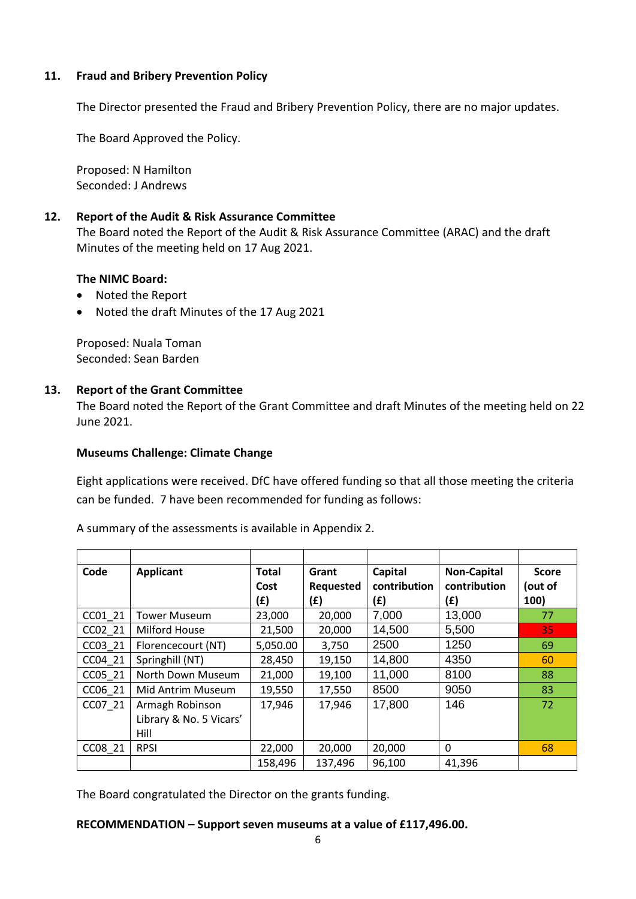## 11. Fraud and Bribery Prevention Policy

The Director presented the Fraud and Bribery Prevention Policy, there are no major updates.

The Board Approved the Policy.

Proposed: N Hamilton
Seconded: J Andrews

## 12. Report of the Audit & Risk Assurance Committee

The Board noted the Report of the Audit & Risk Assurance Committee (ARAC) and the draft Minutes of the meeting held on 17 Aug 2021.

**The NIMC Board:**

- Noted the Report
- Noted the draft Minutes of the 17 Aug 2021

Proposed: Nuala Toman
Seconded: Sean Barden

## 13. Report of the Grant Committee

The Board noted the Report of the Grant Committee and draft Minutes of the meeting held on 22 June 2021.

**Museums Challenge: Climate Change**

Eight applications were received. DfC have offered funding so that all those meeting the criteria can be funded. 7 have been recommended for funding as follows:

A summary of the assessments is available in Appendix 2.

| Code | Applicant | Total Cost (£) | Grant Requested (£) | Capital contribution (£) | Non-Capital contribution (£) | Score (out of 100) |
|---|---|---|---|---|---|---|
| CC01_21 | Tower Museum | 23,000 | 20,000 | 7,000 | 13,000 | 77 |
| CC02_21 | Milford House | 21,500 | 20,000 | 14,500 | 5,500 | 35 |
| CC03_21 | Florencecourt (NT) | 5,050.00 | 3,750 | 2500 | 1250 | 69 |
| CC04_21 | Springhill (NT) | 28,450 | 19,150 | 14,800 | 4350 | 60 |
| CC05_21 | North Down Museum | 21,000 | 19,100 | 11,000 | 8100 | 88 |
| CC06_21 | Mid Antrim Museum | 19,550 | 17,550 | 8500 | 9050 | 83 |
| CC07_21 | Armagh Robinson Library & No. 5 Vicars' Hill | 17,946 | 17,946 | 17,800 | 146 | 72 |
| CC08_21 | RPSI | 22,000 | 20,000 | 20,000 | 0 | 68 |
| | | 158,496 | 137,496 | 96,100 | 41,396 | |

The Board congratulated the Director on the grants funding.

**RECOMMENDATION – Support seven museums at a value of £117,496.00.**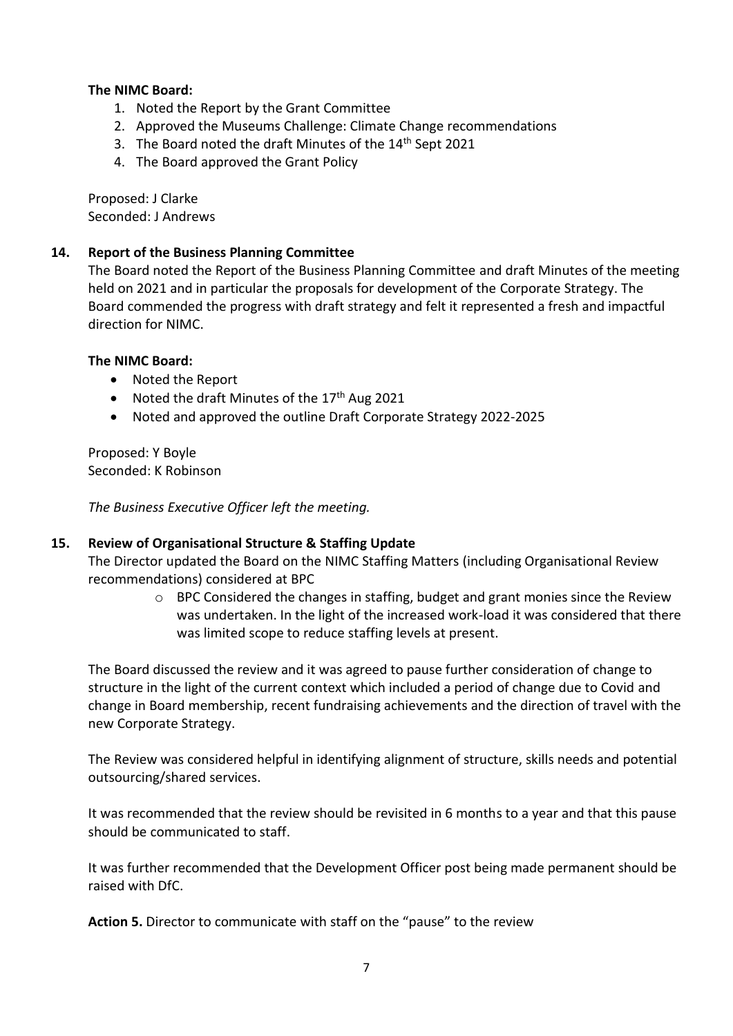**The NIMC Board:**

1. Noted the Report by the Grant Committee
2. Approved the Museums Challenge: Climate Change recommendations
3. The Board noted the draft Minutes of the 14th Sept 2021
4. The Board approved the Grant Policy

Proposed: J Clarke
Seconded: J Andrews

**14. Report of the Business Planning Committee**

The Board noted the Report of the Business Planning Committee and draft Minutes of the meeting held on 2021 and in particular the proposals for development of the Corporate Strategy. The Board commended the progress with draft strategy and felt it represented a fresh and impactful direction for NIMC.

**The NIMC Board:**

- Noted the Report
- Noted the draft Minutes of the 17th Aug 2021
- Noted and approved the outline Draft Corporate Strategy 2022-2025

Proposed: Y Boyle
Seconded: K Robinson

*The Business Executive Officer left the meeting.*

**15. Review of Organisational Structure & Staffing Update**

The Director updated the Board on the NIMC Staffing Matters (including Organisational Review recommendations) considered at BPC

- BPC Considered the changes in staffing, budget and grant monies since the Review was undertaken. In the light of the increased work-load it was considered that there was limited scope to reduce staffing levels at present.

The Board discussed the review and it was agreed to pause further consideration of change to structure in the light of the current context which included a period of change due to Covid and change in Board membership, recent fundraising achievements and the direction of travel with the new Corporate Strategy.

The Review was considered helpful in identifying alignment of structure, skills needs and potential outsourcing/shared services.

It was recommended that the review should be revisited in 6 months to a year and that this pause should be communicated to staff.

It was further recommended that the Development Officer post being made permanent should be raised with DfC.

**Action 5.** Director to communicate with staff on the "pause" to the review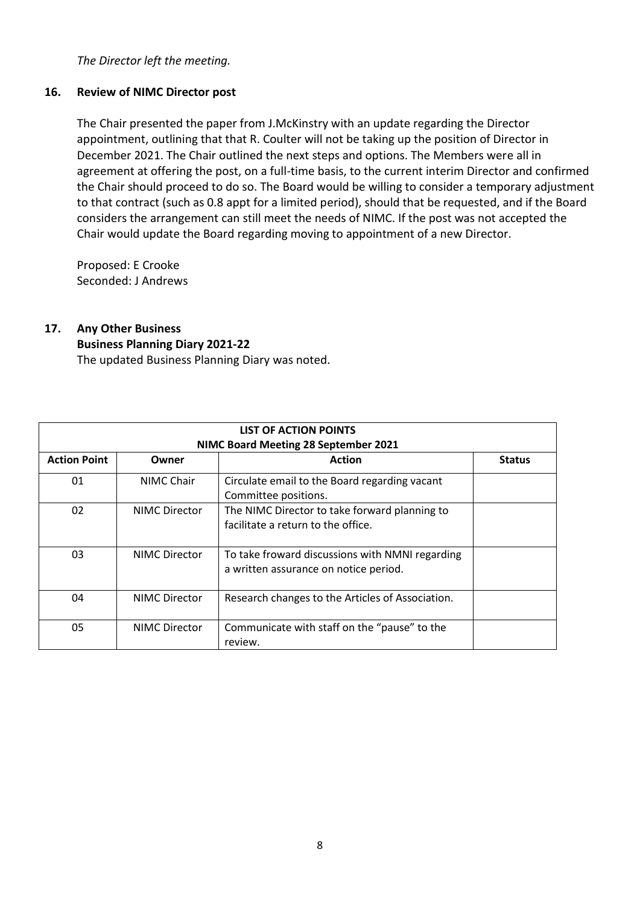*The Director left the meeting.*

## 16. Review of NIMC Director post

The Chair presented the paper from J.McKinstry with an update regarding the Director appointment, outlining that that R. Coulter will not be taking up the position of Director in December 2021. The Chair outlined the next steps and options. The Members were all in agreement at offering the post, on a full-time basis, to the current interim Director and confirmed the Chair should proceed to do so. The Board would be willing to consider a temporary adjustment to that contract (such as 0.8 appt for a limited period), should that be requested, and if the Board considers the arrangement can still meet the needs of NIMC. If the post was not accepted the Chair would update the Board regarding moving to appointment of a new Director.

Proposed: E Crooke
Seconded: J Andrews

## 17. Any Other Business

**Business Planning Diary 2021-22**

The updated Business Planning Diary was noted.

| **LIST OF ACTION POINTS NIMC Board Meeting 28 September 2021** | | | |
|---|---|---|---|
| **Action Point** | **Owner** | **Action** | **Status** |
| 01 | NIMC Chair | Circulate email to the Board regarding vacant Committee positions. | |
| 02 | NIMC Director | The NIMC Director to take forward planning to facilitate a return to the office. | |
| 03 | NIMC Director | To take froward discussions with NMNI regarding a written assurance on notice period. | |
| 04 | NIMC Director | Research changes to the Articles of Association. | |
| 05 | NIMC Director | Communicate with staff on the "pause" to the review. | |